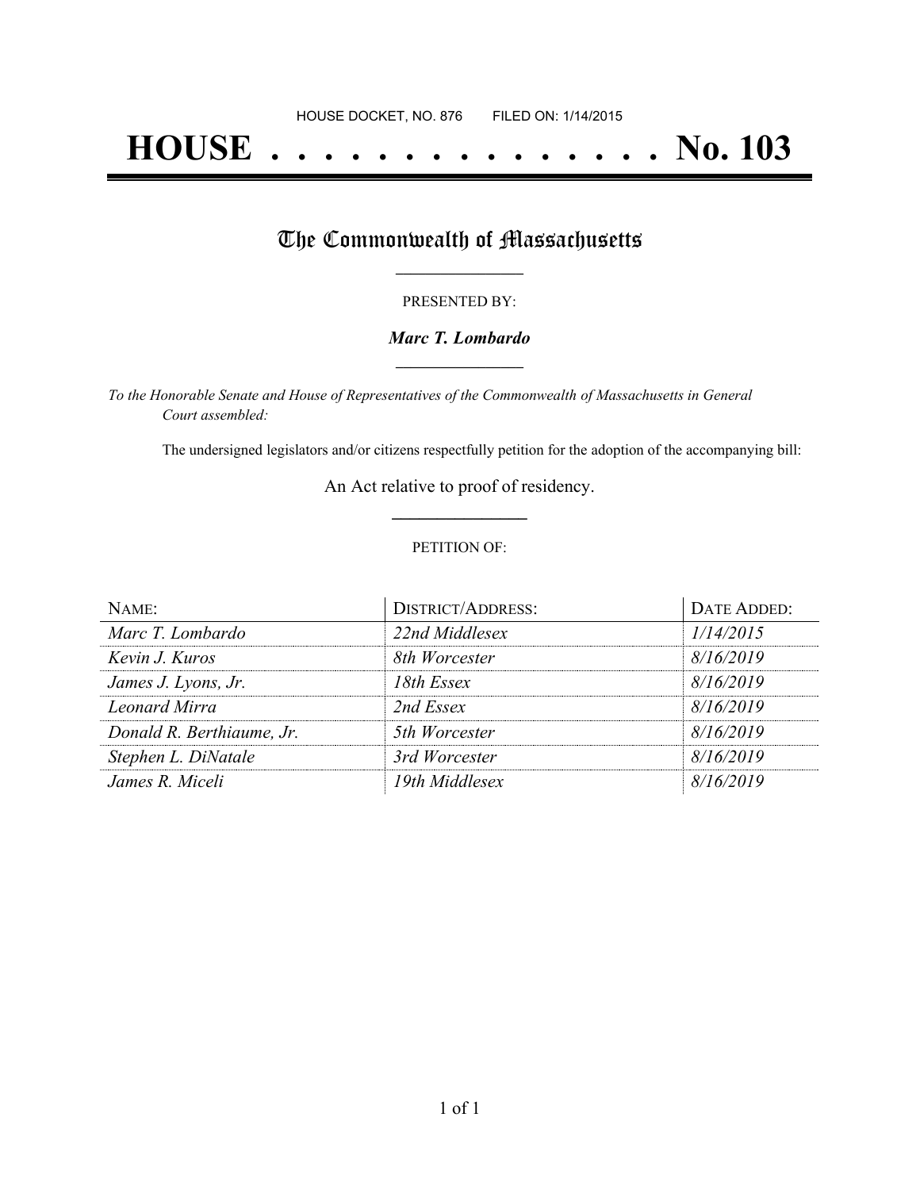HOUSE DOCKET, NO. 876 FILED ON: 1/14/2015

# HOUSE . . . . . . . . . . . . . . . No. 103

## The Commonwealth of Massachusetts

PRESENTED BY:

***Marc T. Lombardo***

*To the Honorable Senate and House of Representatives of the Commonwealth of Massachusetts in General Court assembled:*

The undersigned legislators and/or citizens respectfully petition for the adoption of the accompanying bill:

An Act relative to proof of residency.

PETITION OF:

| NAME: | DISTRICT/ADDRESS: | DATE ADDED: |
|---|---|---|
| *Marc T. Lombardo* | *22nd Middlesex* | *1/14/2015* |
| *Kevin J. Kuros* | *8th Worcester* | *8/16/2019* |
| *James J. Lyons, Jr.* | *18th Essex* | *8/16/2019* |
| *Leonard Mirra* | *2nd Essex* | *8/16/2019* |
| *Donald R. Berthiaume, Jr.* | *5th Worcester* | *8/16/2019* |
| *Stephen L. DiNatale* | *3rd Worcester* | *8/16/2019* |
| *James R. Miceli* | *19th Middlesex* | *8/16/2019* |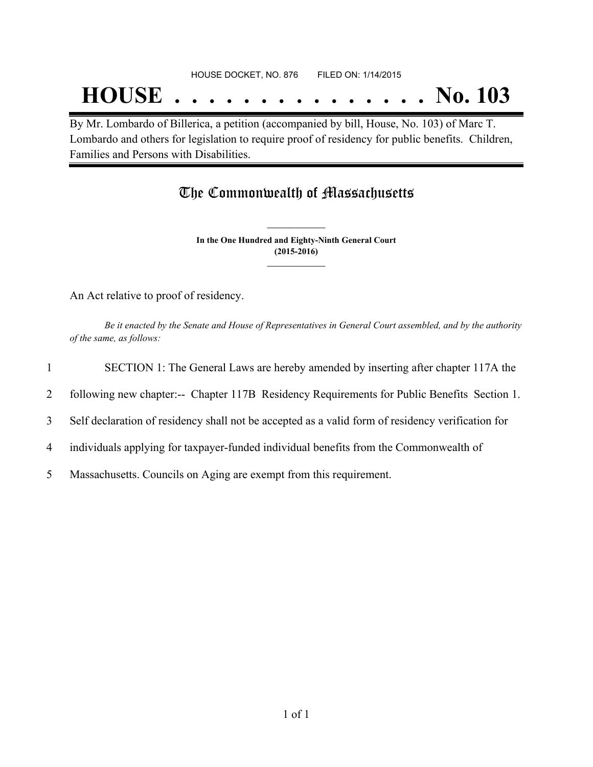HOUSE DOCKET, NO. 876 FILED ON: 1/14/2015

# HOUSE . . . . . . . . . . . . . . . No. 103

By Mr. Lombardo of Billerica, a petition (accompanied by bill, House, No. 103) of Marc T. Lombardo and others for legislation to require proof of residency for public benefits. Children, Families and Persons with Disabilities.

## The Commonwealth of Massachusetts

**In the One Hundred and Eighty-Ninth General Court**
**(2015-2016)**

An Act relative to proof of residency.

*Be it enacted by the Senate and House of Representatives in General Court assembled, and by the authority of the same, as follows:*

1 SECTION 1: The General Laws are hereby amended by inserting after chapter 117A the
2 following new chapter:-- Chapter 117B Residency Requirements for Public Benefits Section 1.
3 Self declaration of residency shall not be accepted as a valid form of residency verification for
4 individuals applying for taxpayer-funded individual benefits from the Commonwealth of
5 Massachusetts. Councils on Aging are exempt from this requirement.